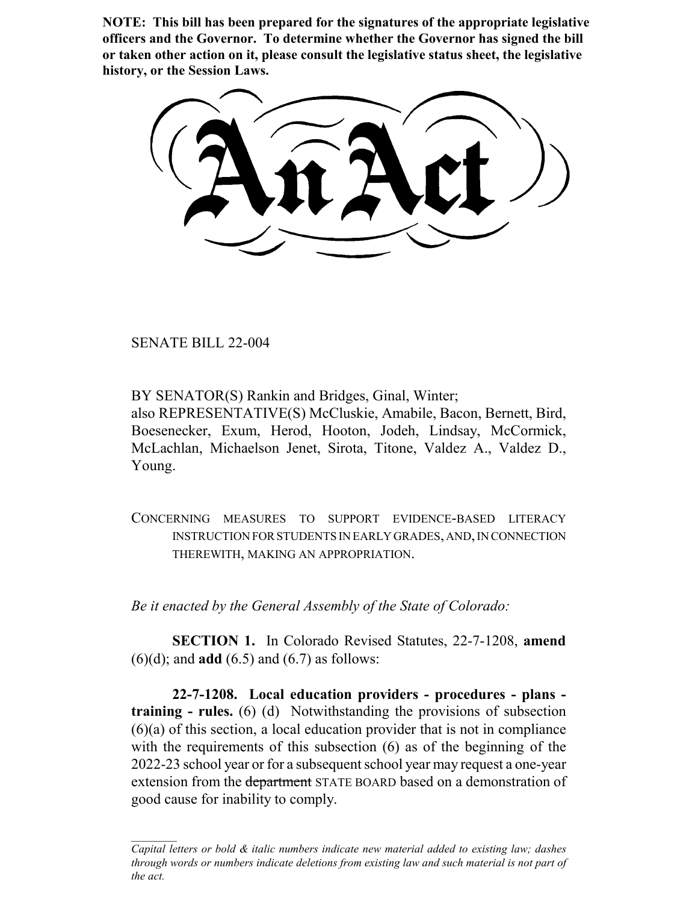**NOTE: This bill has been prepared for the signatures of the appropriate legislative officers and the Governor. To determine whether the Governor has signed the bill or taken other action on it, please consult the legislative status sheet, the legislative history, or the Session Laws.**

# An Act

SENATE BILL 22-004

BY SENATOR(S) Rankin and Bridges, Ginal, Winter;
also REPRESENTATIVE(S) McCluskie, Amabile, Bacon, Bernett, Bird, Boesenecker, Exum, Herod, Hooton, Jodeh, Lindsay, McCormick, McLachlan, Michaelson Jenet, Sirota, Titone, Valdez A., Valdez D., Young.

CONCERNING MEASURES TO SUPPORT EVIDENCE-BASED LITERACY INSTRUCTION FOR STUDENTS IN EARLY GRADES, AND, IN CONNECTION THEREWITH, MAKING AN APPROPRIATION.

*Be it enacted by the General Assembly of the State of Colorado:*

**SECTION 1.** In Colorado Revised Statutes, 22-7-1208, **amend** (6)(d); and **add** (6.5) and (6.7) as follows:

**22-7-1208. Local education providers - procedures - plans - training - rules.** (6) (d) Notwithstanding the provisions of subsection (6)(a) of this section, a local education provider that is not in compliance with the requirements of this subsection (6) as of the beginning of the 2022-23 school year or for a subsequent school year may request a one-year extension from the ~~department~~ STATE BOARD based on a demonstration of good cause for inability to comply.

*Capital letters or bold & italic numbers indicate new material added to existing law; dashes through words or numbers indicate deletions from existing law and such material is not part of the act.*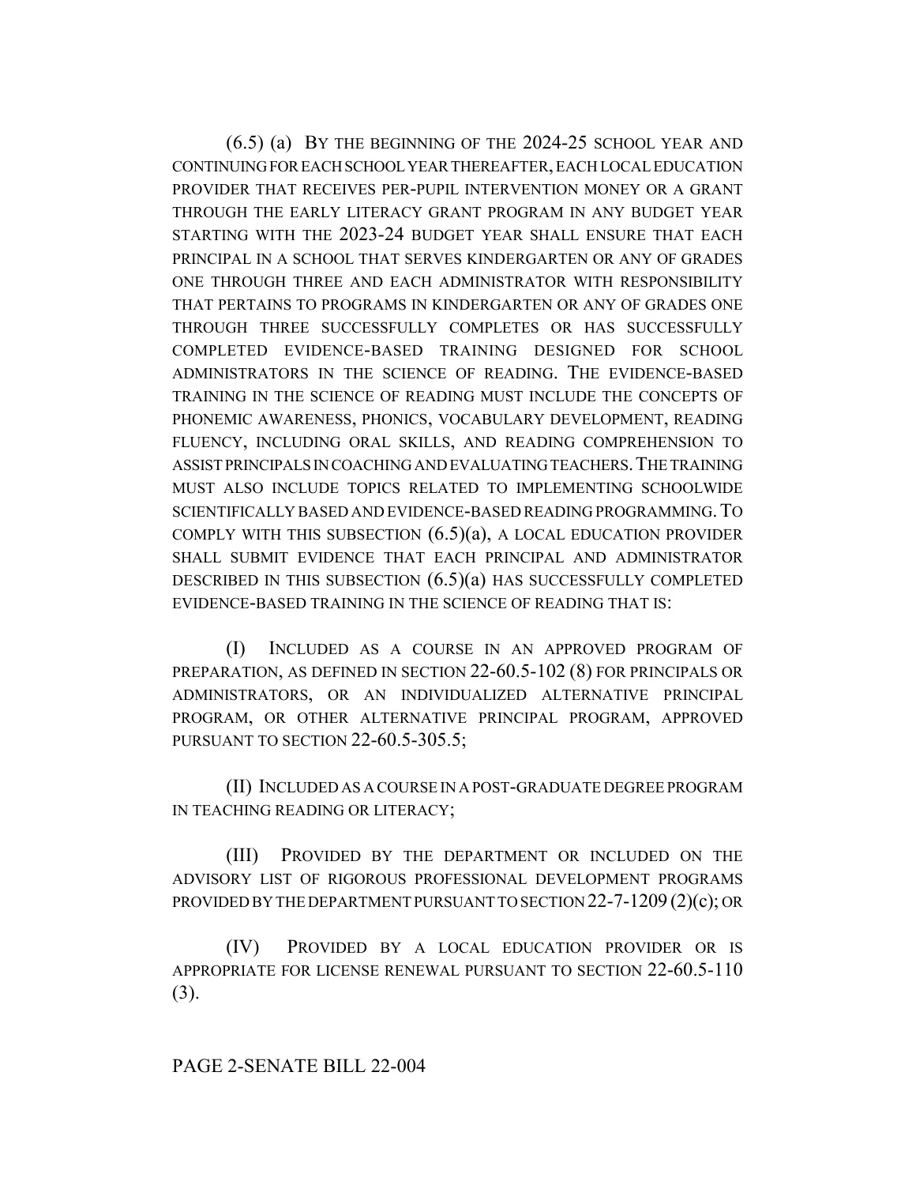(6.5) (a) BY THE BEGINNING OF THE 2024-25 SCHOOL YEAR AND CONTINUING FOR EACH SCHOOL YEAR THEREAFTER, EACH LOCAL EDUCATION PROVIDER THAT RECEIVES PER-PUPIL INTERVENTION MONEY OR A GRANT THROUGH THE EARLY LITERACY GRANT PROGRAM IN ANY BUDGET YEAR STARTING WITH THE 2023-24 BUDGET YEAR SHALL ENSURE THAT EACH PRINCIPAL IN A SCHOOL THAT SERVES KINDERGARTEN OR ANY OF GRADES ONE THROUGH THREE AND EACH ADMINISTRATOR WITH RESPONSIBILITY THAT PERTAINS TO PROGRAMS IN KINDERGARTEN OR ANY OF GRADES ONE THROUGH THREE SUCCESSFULLY COMPLETES OR HAS SUCCESSFULLY COMPLETED EVIDENCE-BASED TRAINING DESIGNED FOR SCHOOL ADMINISTRATORS IN THE SCIENCE OF READING. THE EVIDENCE-BASED TRAINING IN THE SCIENCE OF READING MUST INCLUDE THE CONCEPTS OF PHONEMIC AWARENESS, PHONICS, VOCABULARY DEVELOPMENT, READING FLUENCY, INCLUDING ORAL SKILLS, AND READING COMPREHENSION TO ASSIST PRINCIPALS IN COACHING AND EVALUATING TEACHERS. THE TRAINING MUST ALSO INCLUDE TOPICS RELATED TO IMPLEMENTING SCHOOLWIDE SCIENTIFICALLY BASED AND EVIDENCE-BASED READING PROGRAMMING. TO COMPLY WITH THIS SUBSECTION (6.5)(a), A LOCAL EDUCATION PROVIDER SHALL SUBMIT EVIDENCE THAT EACH PRINCIPAL AND ADMINISTRATOR DESCRIBED IN THIS SUBSECTION (6.5)(a) HAS SUCCESSFULLY COMPLETED EVIDENCE-BASED TRAINING IN THE SCIENCE OF READING THAT IS:

(I) INCLUDED AS A COURSE IN AN APPROVED PROGRAM OF PREPARATION, AS DEFINED IN SECTION 22-60.5-102 (8) FOR PRINCIPALS OR ADMINISTRATORS, OR AN INDIVIDUALIZED ALTERNATIVE PRINCIPAL PROGRAM, OR OTHER ALTERNATIVE PRINCIPAL PROGRAM, APPROVED PURSUANT TO SECTION 22-60.5-305.5;

(II) INCLUDED AS A COURSE IN A POST-GRADUATE DEGREE PROGRAM IN TEACHING READING OR LITERACY;

(III) PROVIDED BY THE DEPARTMENT OR INCLUDED ON THE ADVISORY LIST OF RIGOROUS PROFESSIONAL DEVELOPMENT PROGRAMS PROVIDED BY THE DEPARTMENT PURSUANT TO SECTION 22-7-1209 (2)(c); OR

(IV) PROVIDED BY A LOCAL EDUCATION PROVIDER OR IS APPROPRIATE FOR LICENSE RENEWAL PURSUANT TO SECTION 22-60.5-110 (3).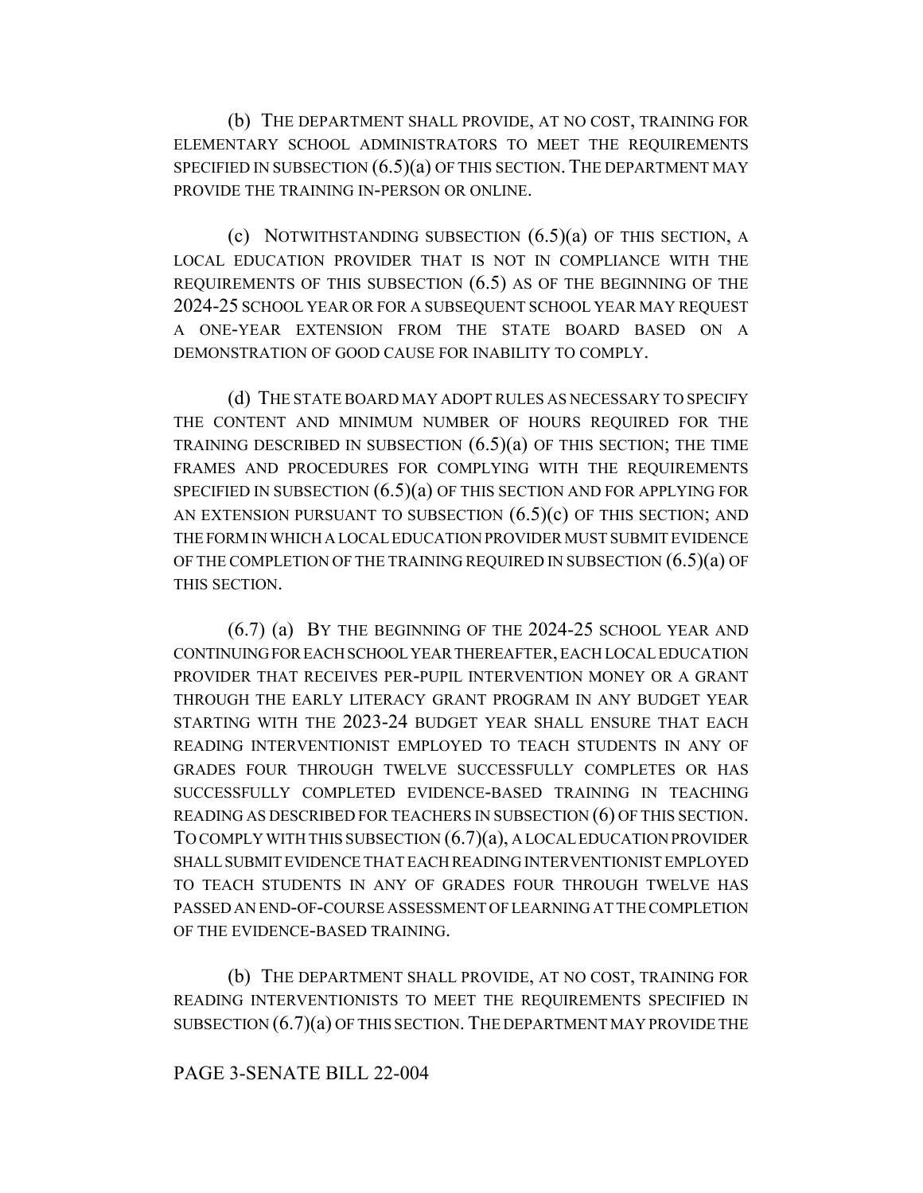(b) THE DEPARTMENT SHALL PROVIDE, AT NO COST, TRAINING FOR ELEMENTARY SCHOOL ADMINISTRATORS TO MEET THE REQUIREMENTS SPECIFIED IN SUBSECTION (6.5)(a) OF THIS SECTION. THE DEPARTMENT MAY PROVIDE THE TRAINING IN-PERSON OR ONLINE.

(c) NOTWITHSTANDING SUBSECTION (6.5)(a) OF THIS SECTION, A LOCAL EDUCATION PROVIDER THAT IS NOT IN COMPLIANCE WITH THE REQUIREMENTS OF THIS SUBSECTION (6.5) AS OF THE BEGINNING OF THE 2024-25 SCHOOL YEAR OR FOR A SUBSEQUENT SCHOOL YEAR MAY REQUEST A ONE-YEAR EXTENSION FROM THE STATE BOARD BASED ON A DEMONSTRATION OF GOOD CAUSE FOR INABILITY TO COMPLY.

(d) THE STATE BOARD MAY ADOPT RULES AS NECESSARY TO SPECIFY THE CONTENT AND MINIMUM NUMBER OF HOURS REQUIRED FOR THE TRAINING DESCRIBED IN SUBSECTION (6.5)(a) OF THIS SECTION; THE TIME FRAMES AND PROCEDURES FOR COMPLYING WITH THE REQUIREMENTS SPECIFIED IN SUBSECTION (6.5)(a) OF THIS SECTION AND FOR APPLYING FOR AN EXTENSION PURSUANT TO SUBSECTION (6.5)(c) OF THIS SECTION; AND THE FORM IN WHICH A LOCAL EDUCATION PROVIDER MUST SUBMIT EVIDENCE OF THE COMPLETION OF THE TRAINING REQUIRED IN SUBSECTION (6.5)(a) OF THIS SECTION.

(6.7) (a) BY THE BEGINNING OF THE 2024-25 SCHOOL YEAR AND CONTINUING FOR EACH SCHOOL YEAR THEREAFTER, EACH LOCAL EDUCATION PROVIDER THAT RECEIVES PER-PUPIL INTERVENTION MONEY OR A GRANT THROUGH THE EARLY LITERACY GRANT PROGRAM IN ANY BUDGET YEAR STARTING WITH THE 2023-24 BUDGET YEAR SHALL ENSURE THAT EACH READING INTERVENTIONIST EMPLOYED TO TEACH STUDENTS IN ANY OF GRADES FOUR THROUGH TWELVE SUCCESSFULLY COMPLETES OR HAS SUCCESSFULLY COMPLETED EVIDENCE-BASED TRAINING IN TEACHING READING AS DESCRIBED FOR TEACHERS IN SUBSECTION (6) OF THIS SECTION. TO COMPLY WITH THIS SUBSECTION (6.7)(a), A LOCAL EDUCATION PROVIDER SHALL SUBMIT EVIDENCE THAT EACH READING INTERVENTIONIST EMPLOYED TO TEACH STUDENTS IN ANY OF GRADES FOUR THROUGH TWELVE HAS PASSED AN END-OF-COURSE ASSESSMENT OF LEARNING AT THE COMPLETION OF THE EVIDENCE-BASED TRAINING.

(b) THE DEPARTMENT SHALL PROVIDE, AT NO COST, TRAINING FOR READING INTERVENTIONISTS TO MEET THE REQUIREMENTS SPECIFIED IN SUBSECTION (6.7)(a) OF THIS SECTION. THE DEPARTMENT MAY PROVIDE THE

PAGE 3-SENATE BILL 22-004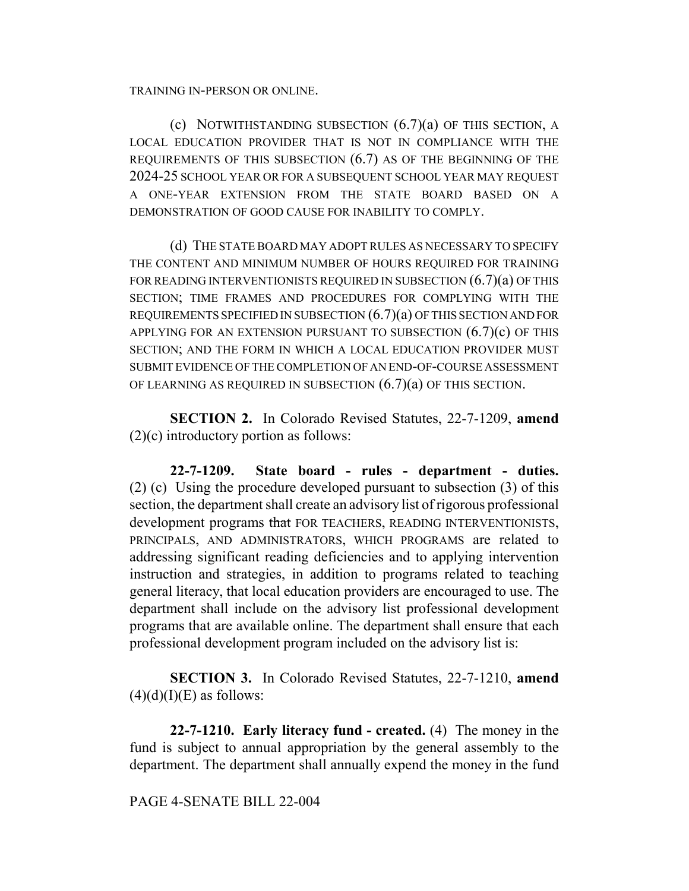TRAINING IN-PERSON OR ONLINE.

(c) NOTWITHSTANDING SUBSECTION (6.7)(a) OF THIS SECTION, A LOCAL EDUCATION PROVIDER THAT IS NOT IN COMPLIANCE WITH THE REQUIREMENTS OF THIS SUBSECTION (6.7) AS OF THE BEGINNING OF THE 2024-25 SCHOOL YEAR OR FOR A SUBSEQUENT SCHOOL YEAR MAY REQUEST A ONE-YEAR EXTENSION FROM THE STATE BOARD BASED ON A DEMONSTRATION OF GOOD CAUSE FOR INABILITY TO COMPLY.

(d) THE STATE BOARD MAY ADOPT RULES AS NECESSARY TO SPECIFY THE CONTENT AND MINIMUM NUMBER OF HOURS REQUIRED FOR TRAINING FOR READING INTERVENTIONISTS REQUIRED IN SUBSECTION (6.7)(a) OF THIS SECTION; TIME FRAMES AND PROCEDURES FOR COMPLYING WITH THE REQUIREMENTS SPECIFIED IN SUBSECTION (6.7)(a) OF THIS SECTION AND FOR APPLYING FOR AN EXTENSION PURSUANT TO SUBSECTION (6.7)(c) OF THIS SECTION; AND THE FORM IN WHICH A LOCAL EDUCATION PROVIDER MUST SUBMIT EVIDENCE OF THE COMPLETION OF AN END-OF-COURSE ASSESSMENT OF LEARNING AS REQUIRED IN SUBSECTION (6.7)(a) OF THIS SECTION.

**SECTION 2.** In Colorado Revised Statutes, 22-7-1209, **amend** (2)(c) introductory portion as follows:

**22-7-1209. State board - rules - department - duties.** (2) (c) Using the procedure developed pursuant to subsection (3) of this section, the department shall create an advisory list of rigorous professional development programs ~~that~~ FOR TEACHERS, READING INTERVENTIONISTS, PRINCIPALS, AND ADMINISTRATORS, WHICH PROGRAMS are related to addressing significant reading deficiencies and to applying intervention instruction and strategies, in addition to programs related to teaching general literacy, that local education providers are encouraged to use. The department shall include on the advisory list professional development programs that are available online. The department shall ensure that each professional development program included on the advisory list is:

**SECTION 3.** In Colorado Revised Statutes, 22-7-1210, **amend** (4)(d)(I)(E) as follows:

**22-7-1210. Early literacy fund - created.** (4) The money in the fund is subject to annual appropriation by the general assembly to the department. The department shall annually expend the money in the fund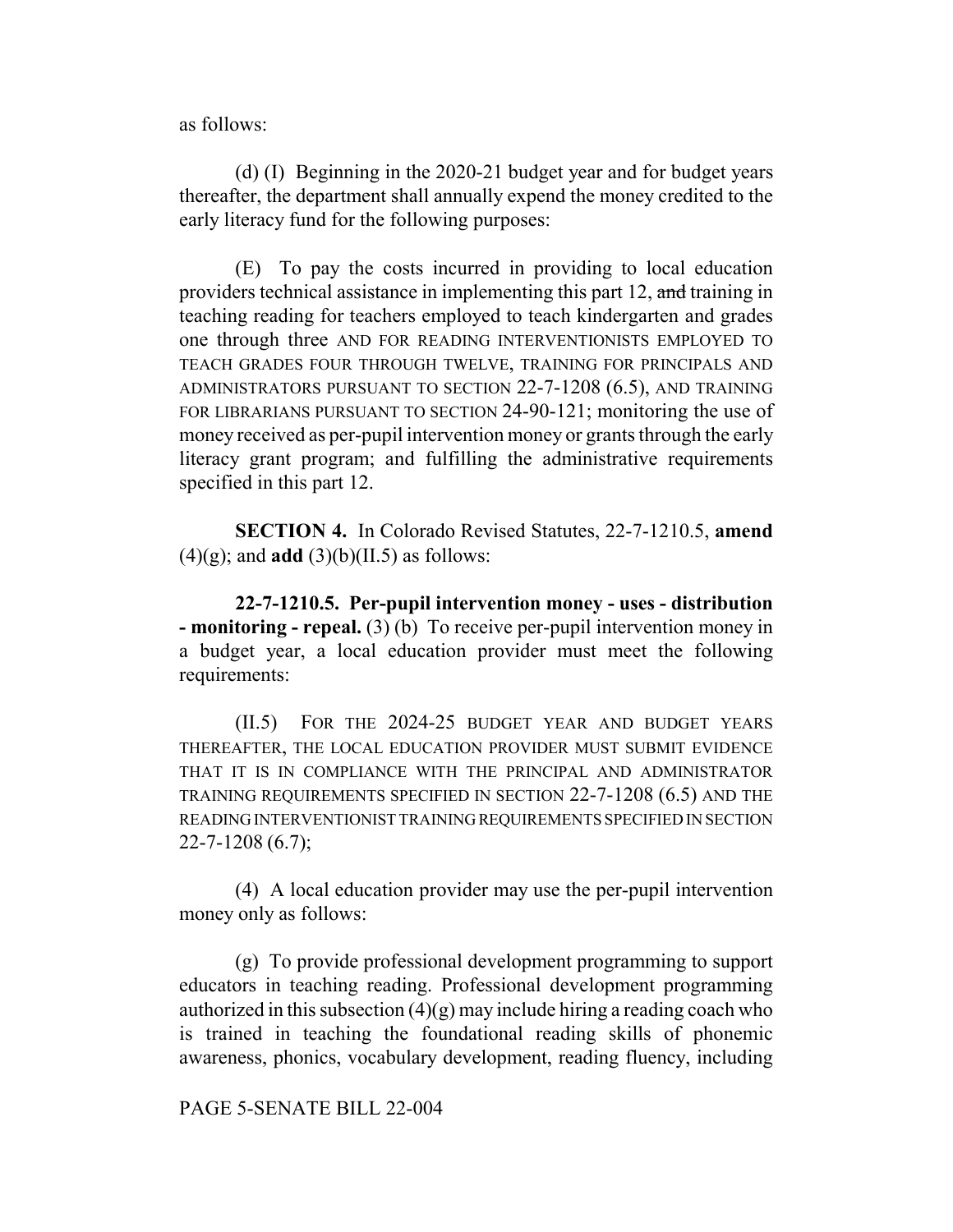as follows:

(d) (I) Beginning in the 2020-21 budget year and for budget years thereafter, the department shall annually expend the money credited to the early literacy fund for the following purposes:

(E) To pay the costs incurred in providing to local education providers technical assistance in implementing this part 12, ~~and~~ training in teaching reading for teachers employed to teach kindergarten and grades one through three AND FOR READING INTERVENTIONISTS EMPLOYED TO TEACH GRADES FOUR THROUGH TWELVE, TRAINING FOR PRINCIPALS AND ADMINISTRATORS PURSUANT TO SECTION 22-7-1208 (6.5), AND TRAINING FOR LIBRARIANS PURSUANT TO SECTION 24-90-121; monitoring the use of money received as per-pupil intervention money or grants through the early literacy grant program; and fulfilling the administrative requirements specified in this part 12.

**SECTION 4.** In Colorado Revised Statutes, 22-7-1210.5, **amend** (4)(g); and **add** (3)(b)(II.5) as follows:

**22-7-1210.5. Per-pupil intervention money - uses - distribution - monitoring - repeal.** (3) (b) To receive per-pupil intervention money in a budget year, a local education provider must meet the following requirements:

(II.5) FOR THE 2024-25 BUDGET YEAR AND BUDGET YEARS THEREAFTER, THE LOCAL EDUCATION PROVIDER MUST SUBMIT EVIDENCE THAT IT IS IN COMPLIANCE WITH THE PRINCIPAL AND ADMINISTRATOR TRAINING REQUIREMENTS SPECIFIED IN SECTION 22-7-1208 (6.5) AND THE READING INTERVENTIONIST TRAINING REQUIREMENTS SPECIFIED IN SECTION 22-7-1208 (6.7);

(4) A local education provider may use the per-pupil intervention money only as follows:

(g) To provide professional development programming to support educators in teaching reading. Professional development programming authorized in this subsection (4)(g) may include hiring a reading coach who is trained in teaching the foundational reading skills of phonemic awareness, phonics, vocabulary development, reading fluency, including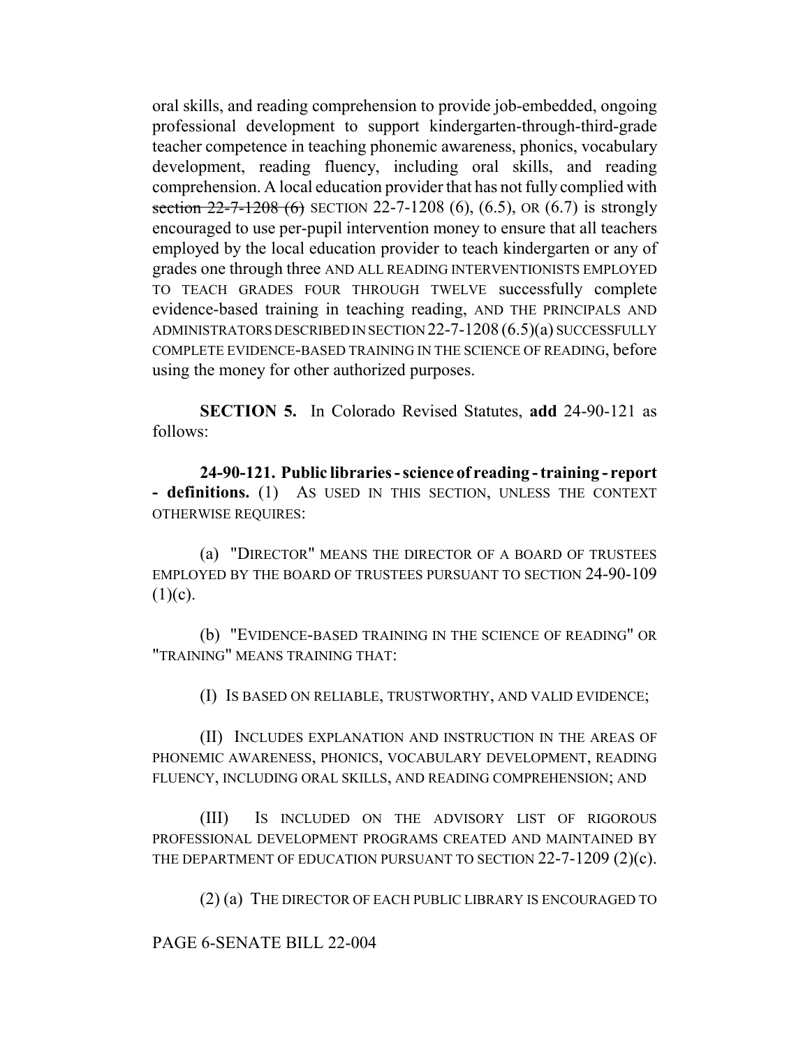oral skills, and reading comprehension to provide job-embedded, ongoing professional development to support kindergarten-through-third-grade teacher competence in teaching phonemic awareness, phonics, vocabulary development, reading fluency, including oral skills, and reading comprehension. A local education provider that has not fully complied with ~~section 22-7-1208 (6)~~ SECTION 22-7-1208 (6), (6.5), OR (6.7) is strongly encouraged to use per-pupil intervention money to ensure that all teachers employed by the local education provider to teach kindergarten or any of grades one through three AND ALL READING INTERVENTIONISTS EMPLOYED TO TEACH GRADES FOUR THROUGH TWELVE successfully complete evidence-based training in teaching reading, AND THE PRINCIPALS AND ADMINISTRATORS DESCRIBED IN SECTION 22-7-1208 (6.5)(a) SUCCESSFULLY COMPLETE EVIDENCE-BASED TRAINING IN THE SCIENCE OF READING, before using the money for other authorized purposes.

**SECTION 5.** In Colorado Revised Statutes, **add** 24-90-121 as follows:

**24-90-121. Public libraries - science of reading - training - report - definitions.** (1) AS USED IN THIS SECTION, UNLESS THE CONTEXT OTHERWISE REQUIRES:

(a) "DIRECTOR" MEANS THE DIRECTOR OF A BOARD OF TRUSTEES EMPLOYED BY THE BOARD OF TRUSTEES PURSUANT TO SECTION 24-90-109 (1)(c).

(b) "EVIDENCE-BASED TRAINING IN THE SCIENCE OF READING" OR "TRAINING" MEANS TRAINING THAT:

(I) IS BASED ON RELIABLE, TRUSTWORTHY, AND VALID EVIDENCE;

(II) INCLUDES EXPLANATION AND INSTRUCTION IN THE AREAS OF PHONEMIC AWARENESS, PHONICS, VOCABULARY DEVELOPMENT, READING FLUENCY, INCLUDING ORAL SKILLS, AND READING COMPREHENSION; AND

(III) IS INCLUDED ON THE ADVISORY LIST OF RIGOROUS PROFESSIONAL DEVELOPMENT PROGRAMS CREATED AND MAINTAINED BY THE DEPARTMENT OF EDUCATION PURSUANT TO SECTION 22-7-1209 (2)(c).

(2) (a) THE DIRECTOR OF EACH PUBLIC LIBRARY IS ENCOURAGED TO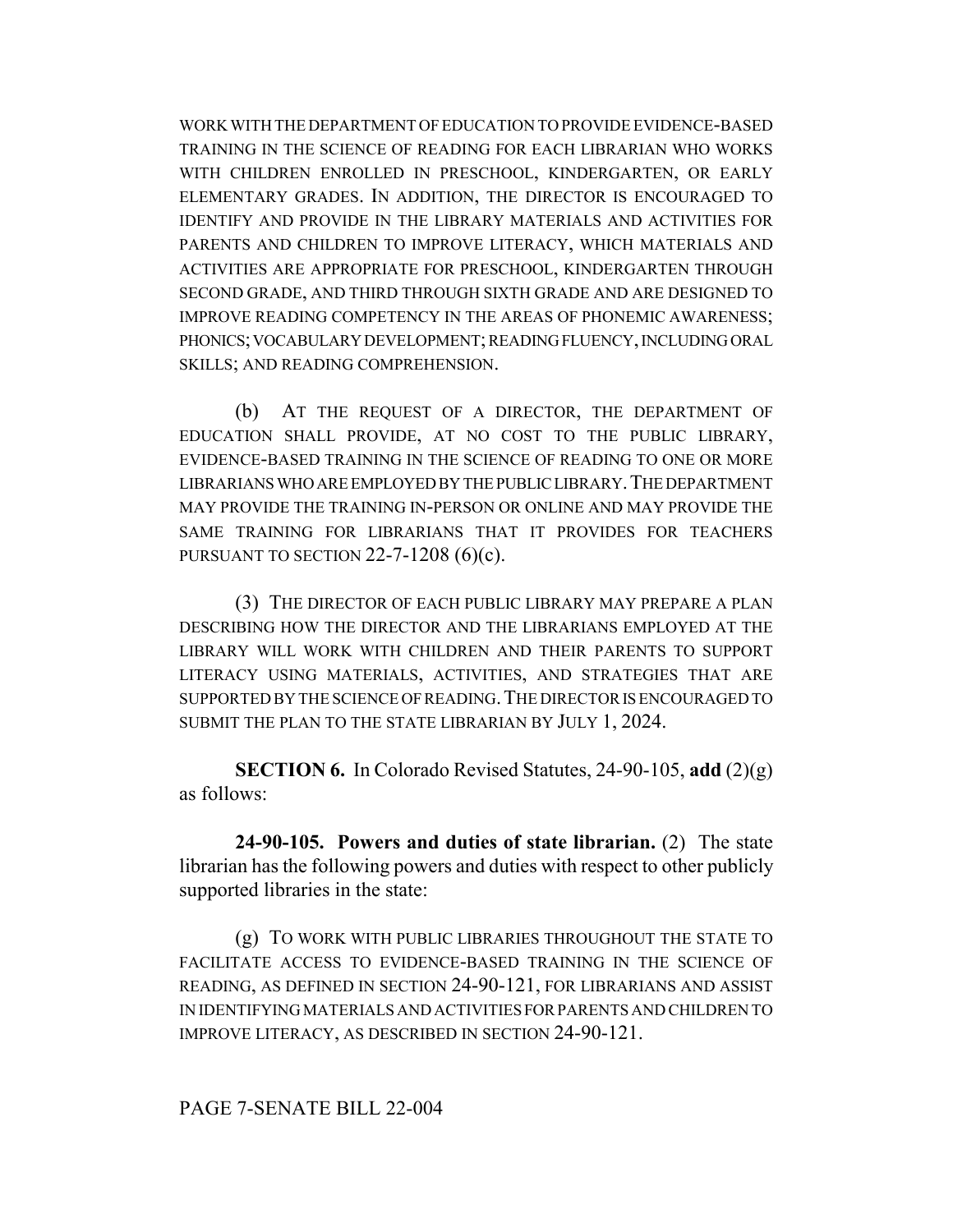WORK WITH THE DEPARTMENT OF EDUCATION TO PROVIDE EVIDENCE-BASED TRAINING IN THE SCIENCE OF READING FOR EACH LIBRARIAN WHO WORKS WITH CHILDREN ENROLLED IN PRESCHOOL, KINDERGARTEN, OR EARLY ELEMENTARY GRADES. IN ADDITION, THE DIRECTOR IS ENCOURAGED TO IDENTIFY AND PROVIDE IN THE LIBRARY MATERIALS AND ACTIVITIES FOR PARENTS AND CHILDREN TO IMPROVE LITERACY, WHICH MATERIALS AND ACTIVITIES ARE APPROPRIATE FOR PRESCHOOL, KINDERGARTEN THROUGH SECOND GRADE, AND THIRD THROUGH SIXTH GRADE AND ARE DESIGNED TO IMPROVE READING COMPETENCY IN THE AREAS OF PHONEMIC AWARENESS; PHONICS; VOCABULARY DEVELOPMENT; READING FLUENCY, INCLUDING ORAL SKILLS; AND READING COMPREHENSION.

(b) AT THE REQUEST OF A DIRECTOR, THE DEPARTMENT OF EDUCATION SHALL PROVIDE, AT NO COST TO THE PUBLIC LIBRARY, EVIDENCE-BASED TRAINING IN THE SCIENCE OF READING TO ONE OR MORE LIBRARIANS WHO ARE EMPLOYED BY THE PUBLIC LIBRARY. THE DEPARTMENT MAY PROVIDE THE TRAINING IN-PERSON OR ONLINE AND MAY PROVIDE THE SAME TRAINING FOR LIBRARIANS THAT IT PROVIDES FOR TEACHERS PURSUANT TO SECTION 22-7-1208 (6)(c).

(3) THE DIRECTOR OF EACH PUBLIC LIBRARY MAY PREPARE A PLAN DESCRIBING HOW THE DIRECTOR AND THE LIBRARIANS EMPLOYED AT THE LIBRARY WILL WORK WITH CHILDREN AND THEIR PARENTS TO SUPPORT LITERACY USING MATERIALS, ACTIVITIES, AND STRATEGIES THAT ARE SUPPORTED BY THE SCIENCE OF READING. THE DIRECTOR IS ENCOURAGED TO SUBMIT THE PLAN TO THE STATE LIBRARIAN BY JULY 1, 2024.

**SECTION 6.** In Colorado Revised Statutes, 24-90-105, **add** (2)(g) as follows:

**24-90-105. Powers and duties of state librarian.** (2) The state librarian has the following powers and duties with respect to other publicly supported libraries in the state:

(g) TO WORK WITH PUBLIC LIBRARIES THROUGHOUT THE STATE TO FACILITATE ACCESS TO EVIDENCE-BASED TRAINING IN THE SCIENCE OF READING, AS DEFINED IN SECTION 24-90-121, FOR LIBRARIANS AND ASSIST IN IDENTIFYING MATERIALS AND ACTIVITIES FOR PARENTS AND CHILDREN TO IMPROVE LITERACY, AS DESCRIBED IN SECTION 24-90-121.

PAGE 7-SENATE BILL 22-004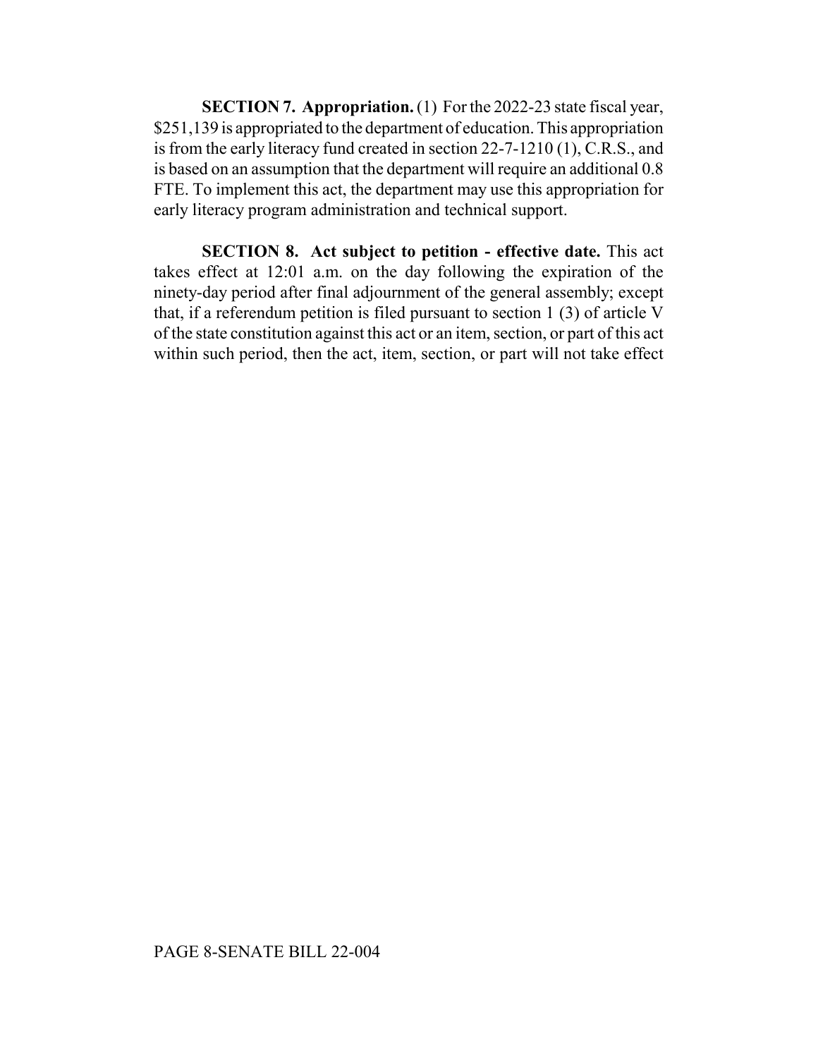**SECTION 7. Appropriation.** (1) For the 2022-23 state fiscal year, $251,139 is appropriated to the department of education. This appropriation is from the early literacy fund created in section 22-7-1210 (1), C.R.S., and is based on an assumption that the department will require an additional 0.8 FTE. To implement this act, the department may use this appropriation for early literacy program administration and technical support.

**SECTION 8. Act subject to petition - effective date.** This act takes effect at 12:01 a.m. on the day following the expiration of the ninety-day period after final adjournment of the general assembly; except that, if a referendum petition is filed pursuant to section 1 (3) of article V of the state constitution against this act or an item, section, or part of this act within such period, then the act, item, section, or part will not take effect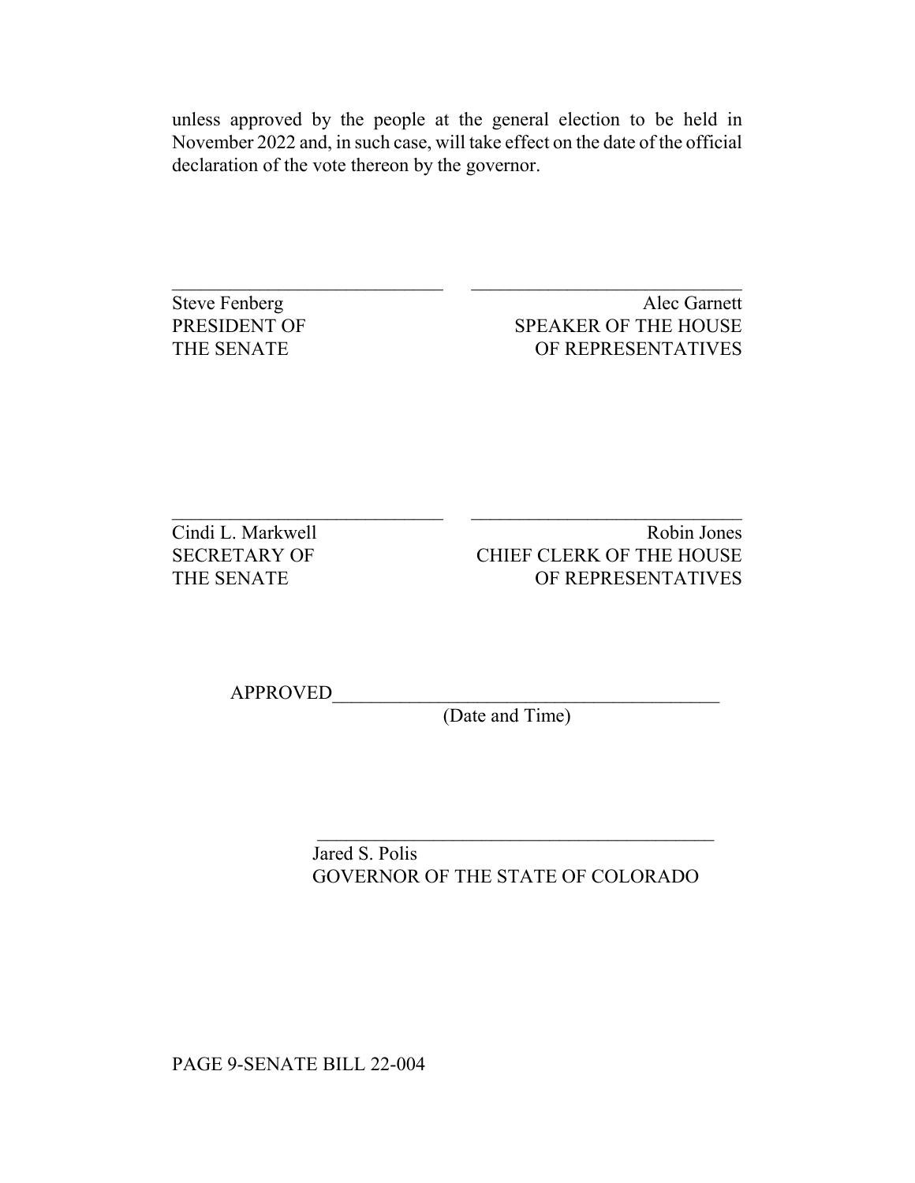unless approved by the people at the general election to be held in November 2022 and, in such case, will take effect on the date of the official declaration of the vote thereon by the governor.

| | |
|---|---|
| ____________________________ | ____________________________ |
| Steve Fenberg<br>PRESIDENT OF<br>THE SENATE | Alec Garnett<br>SPEAKER OF THE HOUSE<br>OF REPRESENTATIVES |
| ____________________________ | ____________________________ |
| Cindi L. Markwell<br>SECRETARY OF<br>THE SENATE | Robin Jones<br>CHIEF CLERK OF THE HOUSE<br>OF REPRESENTATIVES |

APPROVED________________________________________
(Date and Time)

_________________________________________
Jared S. Polis
GOVERNOR OF THE STATE OF COLORADO

PAGE 9-SENATE BILL 22-004